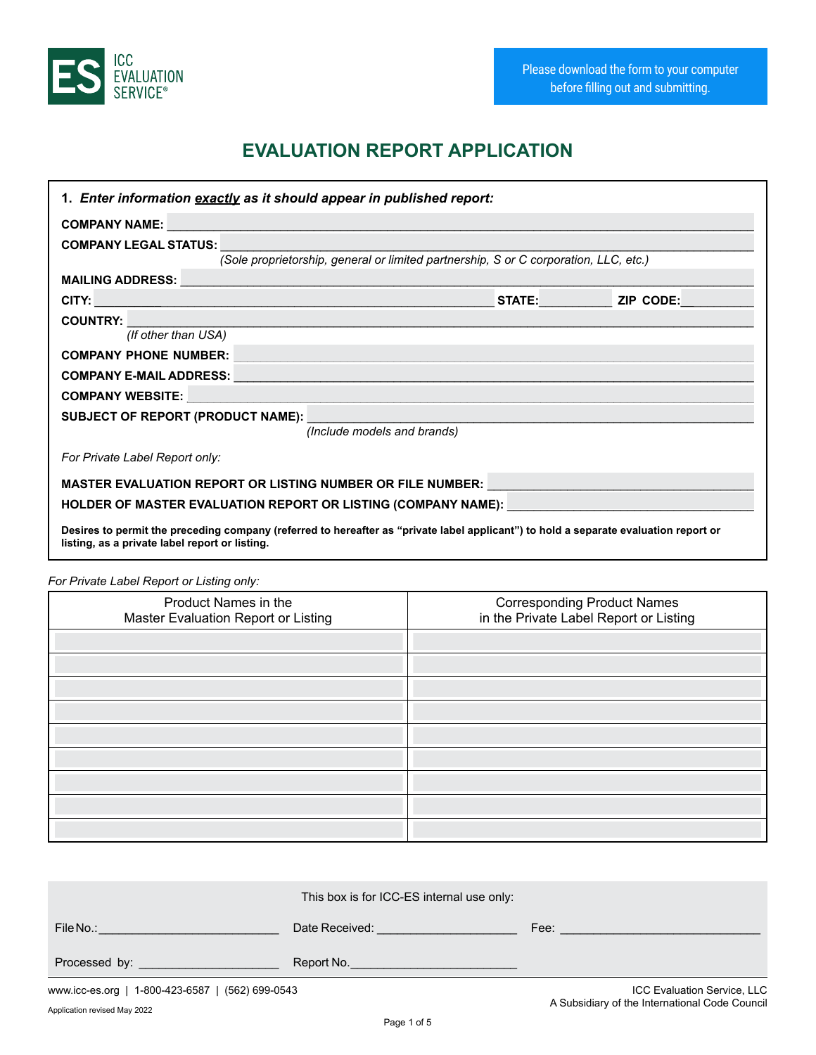ICC EVALUATION SERVICE®

Please download the form to your computer before filling out and submitting.

# EVALUATION REPORT APPLICATION

**1. *Enter information exactly as it should appear in published report:***

**COMPANY NAME:** ____________________

**COMPANY LEGAL STATUS:** ____________________
*(Sole proprietorship, general or limited partnership, S or C corporation, LLC, etc.)*

**MAILING ADDRESS:** ____________________

**CITY:** ____________________ **STATE:** __________ **ZIP CODE:** __________

**COUNTRY:** ____________________
*(If other than USA)*

**COMPANY PHONE NUMBER:** ____________________

**COMPANY E-MAIL ADDRESS:** ____________________

**COMPANY WEBSITE:** ____________________

**SUBJECT OF REPORT (PRODUCT NAME):** ____________________
*(Include models and brands)*

*For Private Label Report only:*

**MASTER EVALUATION REPORT OR LISTING NUMBER OR FILE NUMBER:** ____________________

**HOLDER OF MASTER EVALUATION REPORT OR LISTING (COMPANY NAME):** ____________________

**Desires to permit the preceding company (referred to hereafter as "private label applicant") to hold a separate evaluation report or listing, as a private label report or listing.**

*For Private Label Report or Listing only:*

| Product Names in the Master Evaluation Report or Listing | Corresponding Product Names in the Private Label Report or Listing |
|---|---|
| | |
| | |
| | |
| | |
| | |
| | |
| | |
| | |
| | |

This box is for ICC-ES internal use only:

File No.: ____________________ Date Received: ____________________ Fee: ____________________

Processed by: ____________________ Report No. ____________________

www.icc-es.org | 1-800-423-6587 | (562) 699-0543

ICC Evaluation Service, LLC
A Subsidiary of the International Code Council

Application revised May 2022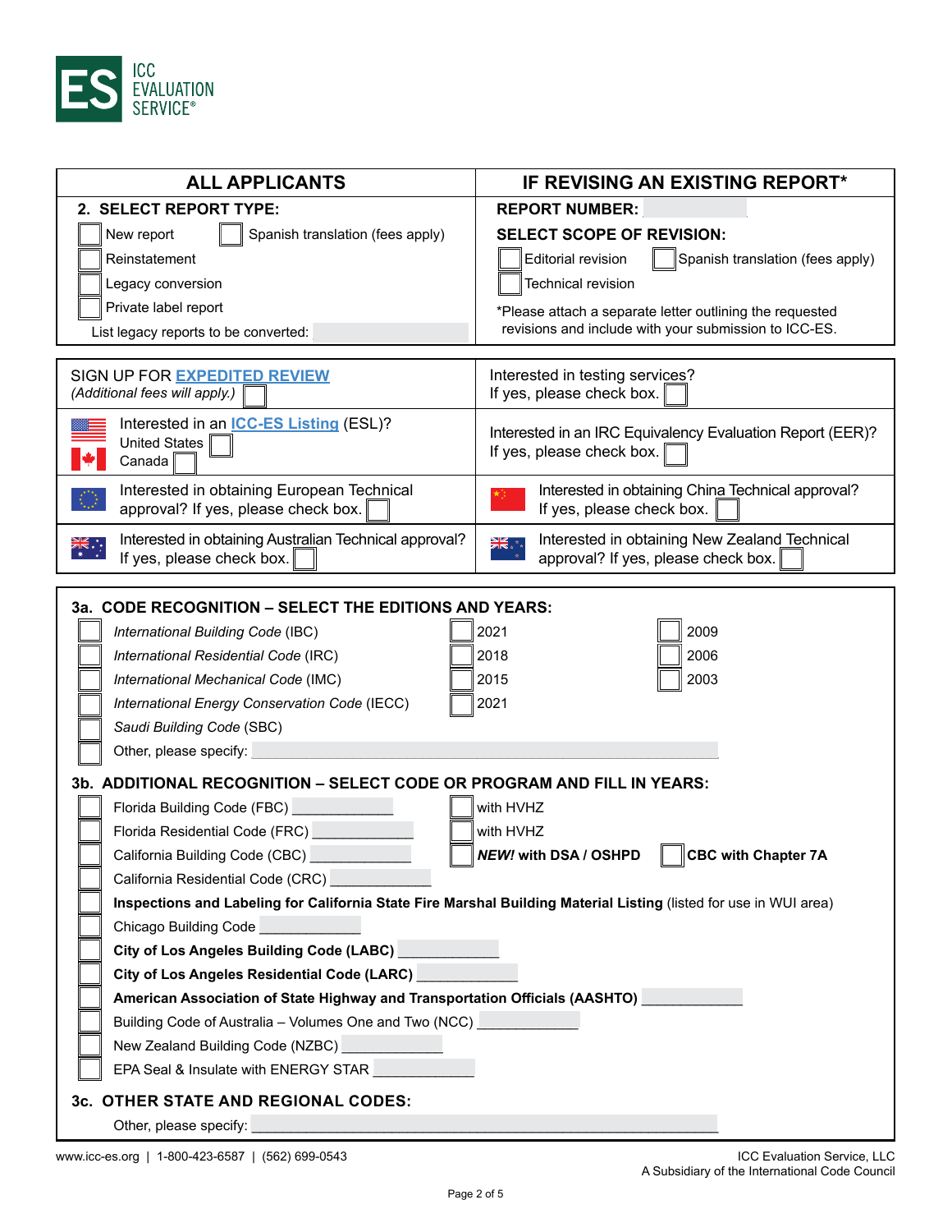| ALL APPLICANTS | IF REVISING AN EXISTING REPORT* |
|---|---|
| **2. SELECT REPORT TYPE:** | **REPORT NUMBER:** |
| ☐ New report ☐ Spanish translation (fees apply) | **SELECT SCOPE OF REVISION:** |
| ☐ Reinstatement | ☐ Editorial revision ☐ Spanish translation (fees apply) |
| ☐ Legacy conversion | ☐ Technical revision |
| ☐ Private label report | *Please attach a separate letter outlining the requested revisions and include with your submission to ICC-ES. |
| List legacy reports to be converted: | |

| | |
|---|---|
| SIGN UP FOR **EXPEDITED REVIEW** *(Additional fees will apply.)* ☐ | Interested in testing services? If yes, please check box. ☐ |
| Interested in an **ICC-ES Listing** (ESL)? United States ☐ Canada ☐ | Interested in an IRC Equivalency Evaluation Report (EER)? If yes, please check box. ☐ |
| Interested in obtaining European Technical approval? If yes, please check box. ☐ | Interested in obtaining China Technical approval? If yes, please check box. ☐ |
| Interested in obtaining Australian Technical approval? If yes, please check box. ☐ | Interested in obtaining New Zealand Technical approval? If yes, please check box. ☐ |

### 3a. CODE RECOGNITION – SELECT THE EDITIONS AND YEARS:

| | | |
|---|---|---|
| ☐ *International Building Code* (IBC) | ☐ 2021 | ☐ 2009 |
| ☐ *International Residential Code* (IRC) | ☐ 2018 | ☐ 2006 |
| ☐ *International Mechanical Code* (IMC) | ☐ 2015 | ☐ 2003 |
| ☐ *International Energy Conservation Code* (IECC) | ☐ 2021 | |
| ☐ *Saudi Building Code* (SBC) | | |
| ☐ Other, please specify: | | |

### 3b. ADDITIONAL RECOGNITION – SELECT CODE OR PROGRAM AND FILL IN YEARS:

- ☐ Florida Building Code (FBC) _____________ ☐ with HVHZ
- ☐ Florida Residential Code (FRC) _____________ ☐ with HVHZ
- ☐ California Building Code (CBC) _____________ ☐ ***NEW!* with DSA / OSHPD** ☐ **CBC with Chapter 7A**
- ☐ California Residential Code (CRC) _____________
- ☐ **Inspections and Labeling for California State Fire Marshal Building Material Listing** (listed for use in WUI area)
- ☐ Chicago Building Code _____________
- ☐ **City of Los Angeles Building Code (LABC)** _____________
- ☐ **City of Los Angeles Residential Code (LARC)** _____________
- ☐ **American Association of State Highway and Transportation Officials (AASHTO)** _____________
- ☐ Building Code of Australia – Volumes One and Two (NCC) _____________
- ☐ New Zealand Building Code (NZBC) _____________
- ☐ EPA Seal & Insulate with ENERGY STAR _____________

### 3c. OTHER STATE AND REGIONAL CODES:

Other, please specify: _____________________________________________

www.icc-es.org | 1-800-423-6587 | (562) 699-0543

ICC Evaluation Service, LLC
A Subsidiary of the International Code Council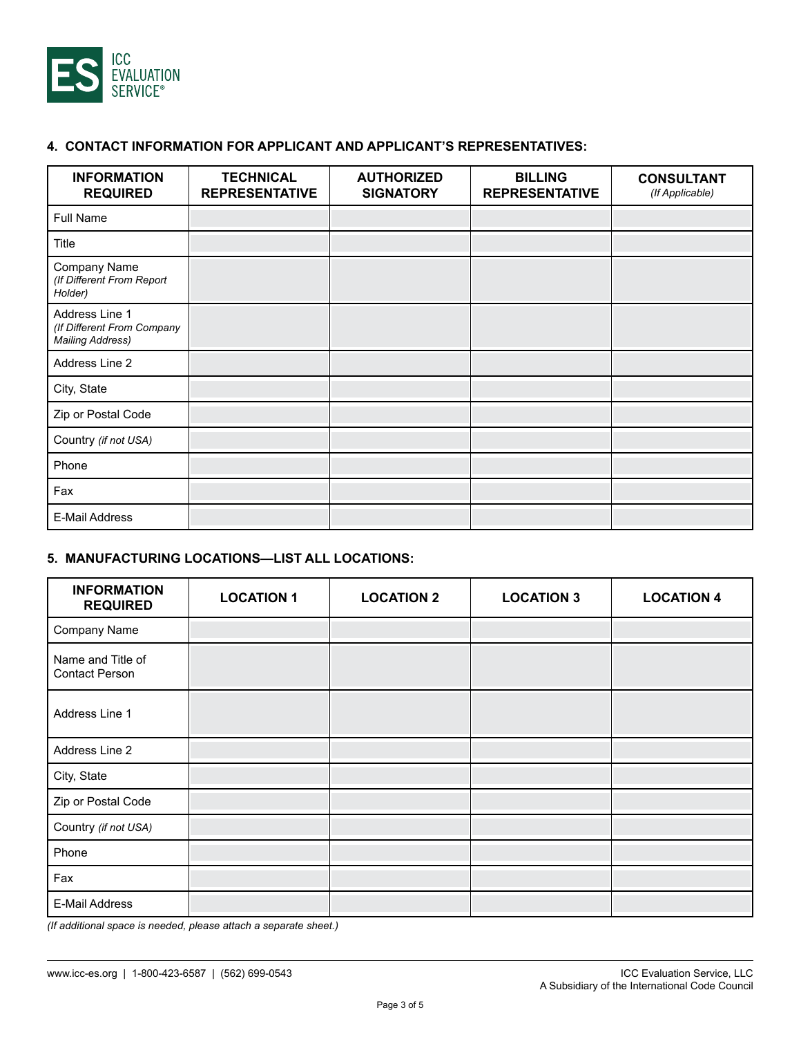### 4. CONTACT INFORMATION FOR APPLICANT AND APPLICANT'S REPRESENTATIVES:

| INFORMATION REQUIRED | TECHNICAL REPRESENTATIVE | AUTHORIZED SIGNATORY | BILLING REPRESENTATIVE | CONSULTANT *(If Applicable)* |
|---|---|---|---|---|
| Full Name | | | | |
| Title | | | | |
| Company Name *(If Different From Report Holder)* | | | | |
| Address Line 1 *(If Different From Company Mailing Address)* | | | | |
| Address Line 2 | | | | |
| City, State | | | | |
| Zip or Postal Code | | | | |
| Country *(if not USA)* | | | | |
| Phone | | | | |
| Fax | | | | |
| E-Mail Address | | | | |

### 5. MANUFACTURING LOCATIONS—LIST ALL LOCATIONS:

| INFORMATION REQUIRED | LOCATION 1 | LOCATION 2 | LOCATION 3 | LOCATION 4 |
|---|---|---|---|---|
| Company Name | | | | |
| Name and Title of Contact Person | | | | |
| Address Line 1 | | | | |
| Address Line 2 | | | | |
| City, State | | | | |
| Zip or Postal Code | | | | |
| Country *(if not USA)* | | | | |
| Phone | | | | |
| Fax | | | | |
| E-Mail Address | | | | |

*(If additional space is needed, please attach a separate sheet.)*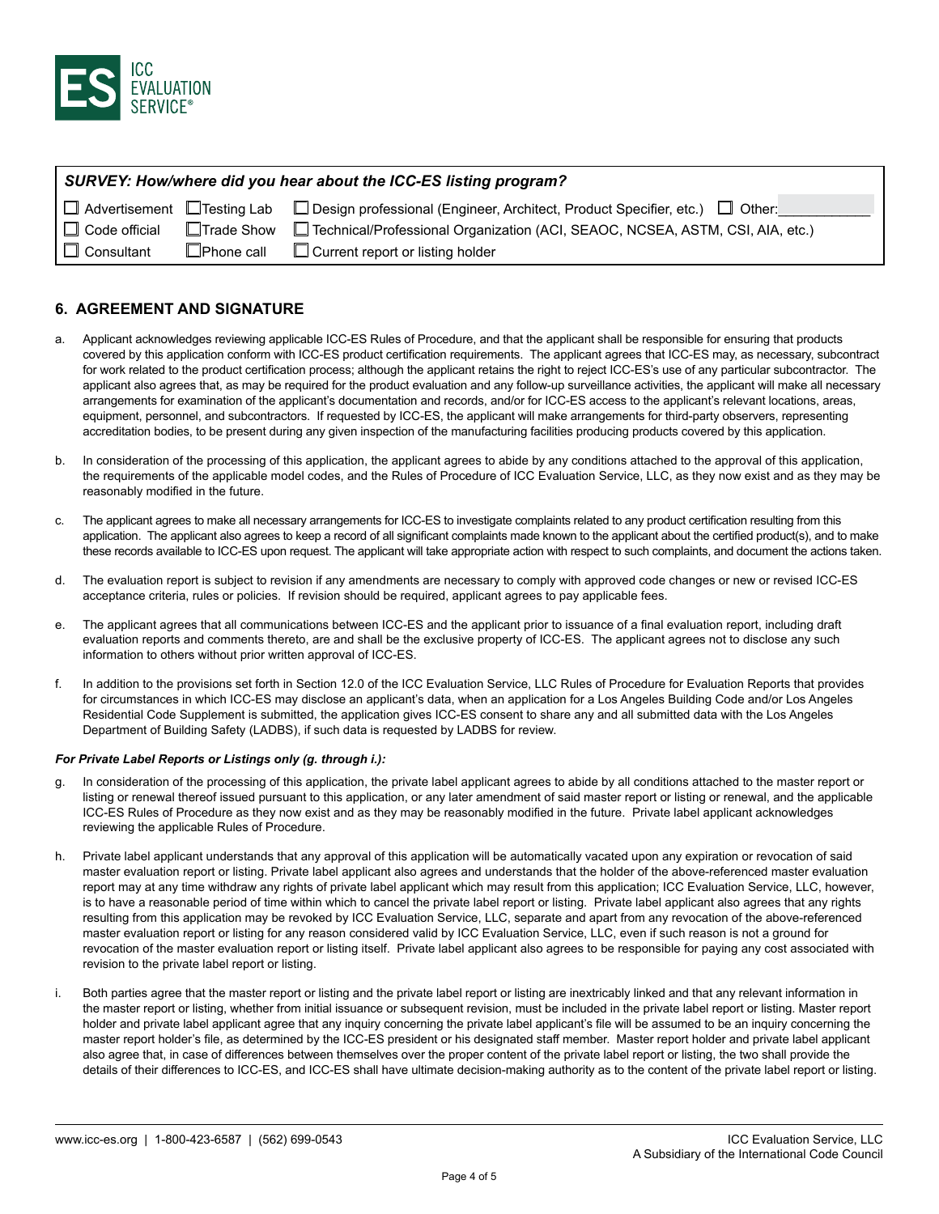| *SURVEY: How/where did you hear about the ICC-ES listing program?* | | |
|---|---|---|
| ☐ Advertisement | ☐ Testing Lab | ☐ Design professional (Engineer, Architect, Product Specifier, etc.) ☐ Other: ____________ |
| ☐ Code official | ☐ Trade Show | ☐ Technical/Professional Organization (ACI, SEAOC, NCSEA, ASTM, CSI, AIA, etc.) |
| ☐ Consultant | ☐ Phone call | ☐ Current report or listing holder |

## 6. AGREEMENT AND SIGNATURE

a. Applicant acknowledges reviewing applicable ICC-ES Rules of Procedure, and that the applicant shall be responsible for ensuring that products covered by this application conform with ICC-ES product certification requirements. The applicant agrees that ICC-ES may, as necessary, subcontract for work related to the product certification process; although the applicant retains the right to reject ICC-ES's use of any particular subcontractor. The applicant also agrees that, as may be required for the product evaluation and any follow-up surveillance activities, the applicant will make all necessary arrangements for examination of the applicant's documentation and records, and/or for ICC-ES access to the applicant's relevant locations, areas, equipment, personnel, and subcontractors. If requested by ICC-ES, the applicant will make arrangements for third-party observers, representing accreditation bodies, to be present during any given inspection of the manufacturing facilities producing products covered by this application.

b. In consideration of the processing of this application, the applicant agrees to abide by any conditions attached to the approval of this application, the requirements of the applicable model codes, and the Rules of Procedure of ICC Evaluation Service, LLC, as they now exist and as they may be reasonably modified in the future.

c. The applicant agrees to make all necessary arrangements for ICC-ES to investigate complaints related to any product certification resulting from this application. The applicant also agrees to keep a record of all significant complaints made known to the applicant about the certified product(s), and to make these records available to ICC-ES upon request. The applicant will take appropriate action with respect to such complaints, and document the actions taken.

d. The evaluation report is subject to revision if any amendments are necessary to comply with approved code changes or new or revised ICC-ES acceptance criteria, rules or policies. If revision should be required, applicant agrees to pay applicable fees.

e. The applicant agrees that all communications between ICC-ES and the applicant prior to issuance of a final evaluation report, including draft evaluation reports and comments thereto, are and shall be the exclusive property of ICC-ES. The applicant agrees not to disclose any such information to others without prior written approval of ICC-ES.

f. In addition to the provisions set forth in Section 12.0 of the ICC Evaluation Service, LLC Rules of Procedure for Evaluation Reports that provides for circumstances in which ICC-ES may disclose an applicant's data, when an application for a Los Angeles Building Code and/or Los Angeles Residential Code Supplement is submitted, the application gives ICC-ES consent to share any and all submitted data with the Los Angeles Department of Building Safety (LADBS), if such data is requested by LADBS for review.

***For Private Label Reports or Listings only (g. through i.):***

g. In consideration of the processing of this application, the private label applicant agrees to abide by all conditions attached to the master report or listing or renewal thereof issued pursuant to this application, or any later amendment of said master report or listing or renewal, and the applicable ICC-ES Rules of Procedure as they now exist and as they may be reasonably modified in the future. Private label applicant acknowledges reviewing the applicable Rules of Procedure.

h. Private label applicant understands that any approval of this application will be automatically vacated upon any expiration or revocation of said master evaluation report or listing. Private label applicant also agrees and understands that the holder of the above-referenced master evaluation report may at any time withdraw any rights of private label applicant which may result from this application; ICC Evaluation Service, LLC, however, is to have a reasonable period of time within which to cancel the private label report or listing. Private label applicant also agrees that any rights resulting from this application may be revoked by ICC Evaluation Service, LLC, separate and apart from any revocation of the above-referenced master evaluation report or listing for any reason considered valid by ICC Evaluation Service, LLC, even if such reason is not a ground for revocation of the master evaluation report or listing itself. Private label applicant also agrees to be responsible for paying any cost associated with revision to the private label report or listing.

i. Both parties agree that the master report or listing and the private label report or listing are inextricably linked and that any relevant information in the master report or listing, whether from initial issuance or subsequent revision, must be included in the private label report or listing. Master report holder and private label applicant agree that any inquiry concerning the private label applicant's file will be assumed to be an inquiry concerning the master report holder's file, as determined by the ICC-ES president or his designated staff member. Master report holder and private label applicant also agree that, in case of differences between themselves over the proper content of the private label report or listing, the two shall provide the details of their differences to ICC-ES, and ICC-ES shall have ultimate decision-making authority as to the content of the private label report or listing.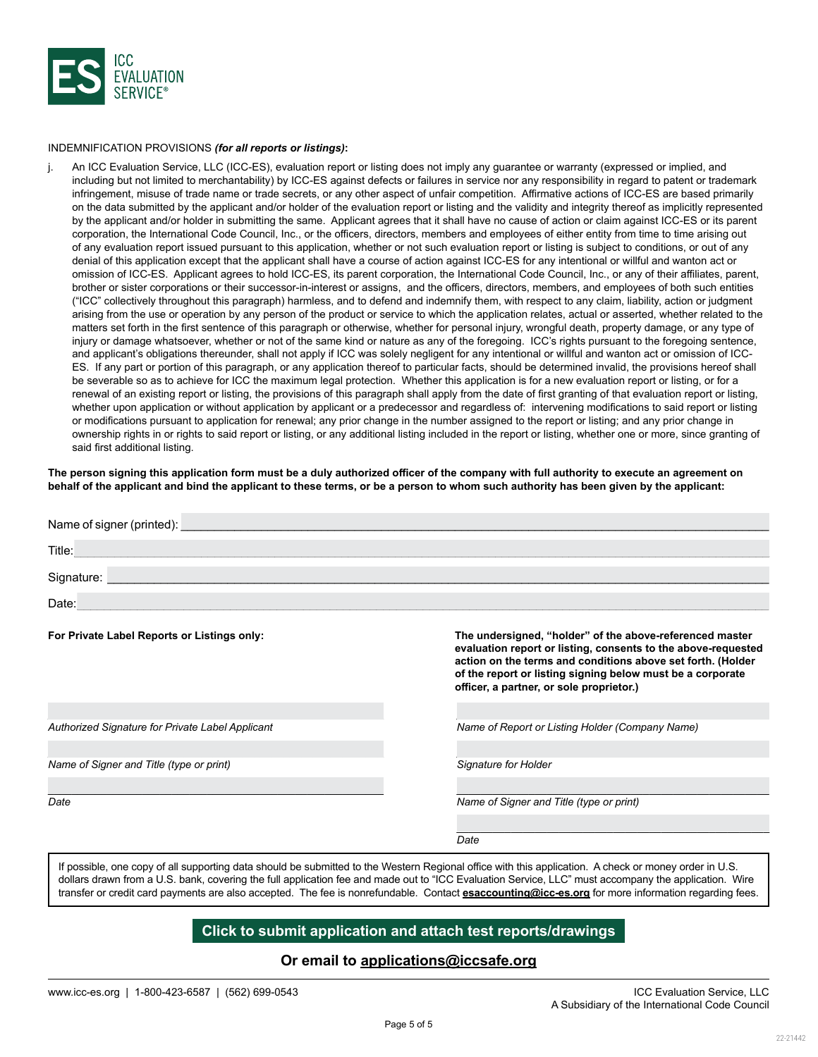INDEMNIFICATION PROVISIONS ***(for all reports or listings)*****:**

j. An ICC Evaluation Service, LLC (ICC-ES), evaluation report or listing does not imply any guarantee or warranty (expressed or implied, and including but not limited to merchantability) by ICC-ES against defects or failures in service nor any responsibility in regard to patent or trademark infringement, misuse of trade name or trade secrets, or any other aspect of unfair competition. Affirmative actions of ICC-ES are based primarily on the data submitted by the applicant and/or holder of the evaluation report or listing and the validity and integrity thereof as implicitly represented by the applicant and/or holder in submitting the same. Applicant agrees that it shall have no cause of action or claim against ICC-ES or its parent corporation, the International Code Council, Inc., or the officers, directors, members and employees of either entity from time to time arising out of any evaluation report issued pursuant to this application, whether or not such evaluation report or listing is subject to conditions, or out of any denial of this application except that the applicant shall have a course of action against ICC-ES for any intentional or willful and wanton act or omission of ICC-ES. Applicant agrees to hold ICC-ES, its parent corporation, the International Code Council, Inc., or any of their affiliates, parent, brother or sister corporations or their successor-in-interest or assigns, and the officers, directors, members, and employees of both such entities ("ICC" collectively throughout this paragraph) harmless, and to defend and indemnify them, with respect to any claim, liability, action or judgment arising from the use or operation by any person of the product or service to which the application relates, actual or asserted, whether related to the matters set forth in the first sentence of this paragraph or otherwise, whether for personal injury, wrongful death, property damage, or any type of injury or damage whatsoever, whether or not of the same kind or nature as any of the foregoing. ICC's rights pursuant to the foregoing sentence, and applicant's obligations thereunder, shall not apply if ICC was solely negligent for any intentional or willful and wanton act or omission of ICC-ES. If any part or portion of this paragraph, or any application thereof to particular facts, should be determined invalid, the provisions hereof shall be severable so as to achieve for ICC the maximum legal protection. Whether this application is for a new evaluation report or listing, or for a renewal of an existing report or listing, the provisions of this paragraph shall apply from the date of first granting of that evaluation report or listing, whether upon application or without application by applicant or a predecessor and regardless of: intervening modifications to said report or listing or modifications pursuant to application for renewal; any prior change in the number assigned to the report or listing; and any prior change in ownership rights in or rights to said report or listing, or any additional listing included in the report or listing, whether one or more, since granting of said first additional listing.

**The person signing this application form must be a duly authorized officer of the company with full authority to execute an agreement on behalf of the applicant and bind the applicant to these terms, or be a person to whom such authority has been given by the applicant:**

Name of signer (printed): ______________________________

Title: ______________________________

Signature: ______________________________

Date: ______________________________

**For Private Label Reports or Listings only:**

______________________________
*Authorized Signature for Private Label Applicant*

______________________________
*Name of Signer and Title (type or print)*

______________________________
*Date*

**The undersigned, "holder" of the above-referenced master evaluation report or listing, consents to the above-requested action on the terms and conditions above set forth. (Holder of the report or listing signing below must be a corporate officer, a partner, or sole proprietor.)**

______________________________
*Name of Report or Listing Holder (Company Name)*

______________________________
*Signature for Holder*

______________________________
*Name of Signer and Title (type or print)*

______________________________
*Date*

If possible, one copy of all supporting data should be submitted to the Western Regional office with this application. A check or money order in U.S. dollars drawn from a U.S. bank, covering the full application fee and made out to "ICC Evaluation Service, LLC" must accompany the application. Wire transfer or credit card payments are also accepted. The fee is nonrefundable. Contact **esaccounting@icc-es.org** for more information regarding fees.

**Click to submit application and attach test reports/drawings**

**Or email to applications@iccsafe.org**